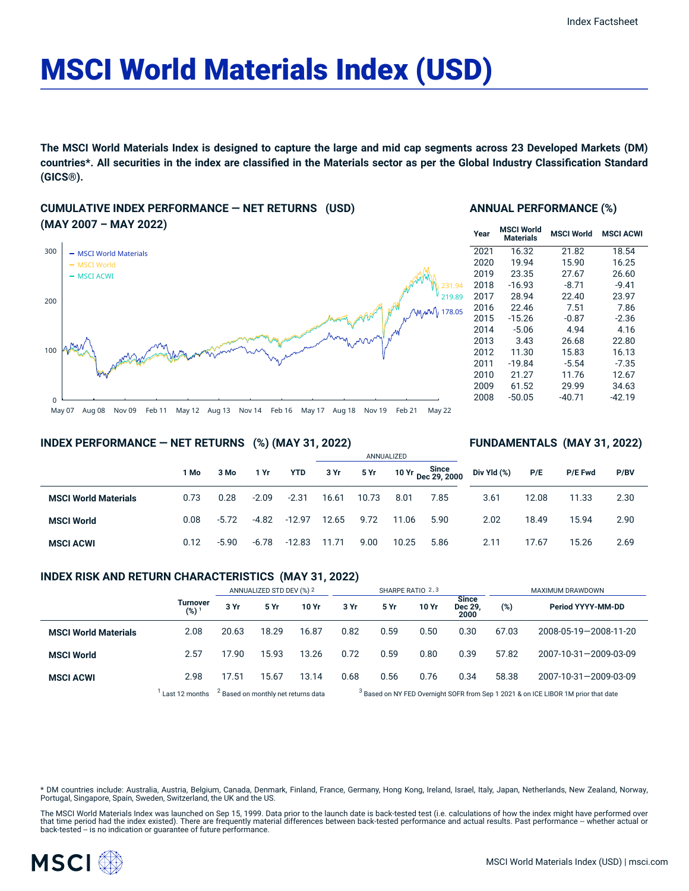Index Factsheet

# MSCI World Materials Index (USD)

**The MSCI World Materials Index is designed to capture the large and mid cap segments across 23 Developed Markets (DM) countries*. All securities in the index are classified in the Materials sector as per the Global Industry Classification Standard (GICS®).**

## CUMULATIVE INDEX PERFORMANCE — NET RETURNS (USD) (MAY 2007 – MAY 2022)

- MSCI World Materials: 178.05
- MSCI World: 231.94
- MSCI ACWI: 219.89

## ANNUAL PERFORMANCE (%)

| Year | MSCI World Materials | MSCI World | MSCI ACWI |
|---|---|---|---|
| 2021 | 16.32 | 21.82 | 18.54 |
| 2020 | 19.94 | 15.90 | 16.25 |
| 2019 | 23.35 | 27.67 | 26.60 |
| 2018 | -16.93 | -8.71 | -9.41 |
| 2017 | 28.94 | 22.40 | 23.97 |
| 2016 | 22.46 | 7.51 | 7.86 |
| 2015 | -15.26 | -0.87 | -2.36 |
| 2014 | -5.06 | 4.94 | 4.16 |
| 2013 | 3.43 | 26.68 | 22.80 |
| 2012 | 11.30 | 15.83 | 16.13 |
| 2011 | -19.84 | -5.54 | -7.35 |
| 2010 | 21.27 | 11.76 | 12.67 |
| 2009 | 61.52 | 29.99 | 34.63 |
| 2008 | -50.05 | -40.71 | -42.19 |

## INDEX PERFORMANCE — NET RETURNS (%) (MAY 31, 2022) / FUNDAMENTALS (MAY 31, 2022)

| | | | | | ANNUALIZED | | | | | | | |
|---|---|---|---|---|---|---|---|---|---|---|---|---|
| | 1 Mo | 3 Mo | 1 Yr | YTD | 3 Yr | 5 Yr | 10 Yr | Since Dec 29, 2000 | Div Yld (%) | P/E | P/E Fwd | P/BV |
| **MSCI World Materials** | 0.73 | 0.28 | -2.09 | -2.31 | 16.61 | 10.73 | 8.01 | 7.85 | 3.61 | 12.08 | 11.33 | 2.30 |
| **MSCI World** | 0.08 | -5.72 | -4.82 | -12.97 | 12.65 | 9.72 | 11.06 | 5.90 | 2.02 | 18.49 | 15.94 | 2.90 |
| **MSCI ACWI** | 0.12 | -5.90 | -6.78 | -12.83 | 11.71 | 9.00 | 10.25 | 5.86 | 2.11 | 17.67 | 15.26 | 2.69 |

## INDEX RISK AND RETURN CHARACTERISTICS (MAY 31, 2022)

| | | ANNUALIZED STD DEV (%) [2] | | | SHARPE RATIO [2,3] | | | | MAXIMUM DRAWDOWN | |
|---|---|---|---|---|---|---|---|---|---|---|
| | Turnover (%) [1] | 3 Yr | 5 Yr | 10 Yr | 3 Yr | 5 Yr | 10 Yr | Since Dec 29, 2000 | (%) | Period YYYY-MM-DD |
| **MSCI World Materials** | 2.08 | 20.63 | 18.29 | 16.87 | 0.82 | 0.59 | 0.50 | 0.30 | 67.03 | 2008-05-19—2008-11-20 |
| **MSCI World** | 2.57 | 17.90 | 15.93 | 13.26 | 0.72 | 0.59 | 0.80 | 0.39 | 57.82 | 2007-10-31—2009-03-09 |
| **MSCI ACWI** | 2.98 | 17.51 | 15.67 | 13.14 | 0.68 | 0.56 | 0.76 | 0.34 | 58.38 | 2007-10-31—2009-03-09 |

[1] Last 12 months [2] Based on monthly net returns data [3] Based on NY FED Overnight SOFR from Sep 1 2021 & on ICE LIBOR 1M prior that date

* DM countries include: Australia, Austria, Belgium, Canada, Denmark, Finland, France, Germany, Hong Kong, Ireland, Israel, Italy, Japan, Netherlands, New Zealand, Norway, Portugal, Singapore, Spain, Sweden, Switzerland, the UK and the US.

The MSCI World Materials Index was launched on Sep 15, 1999. Data prior to the launch date is back-tested test (i.e. calculations of how the index might have performed over that time period had the index existed). There are frequently material differences between back-tested performance and actual results. Past performance -- whether actual or back-tested -- is no indication or guarantee of future performance.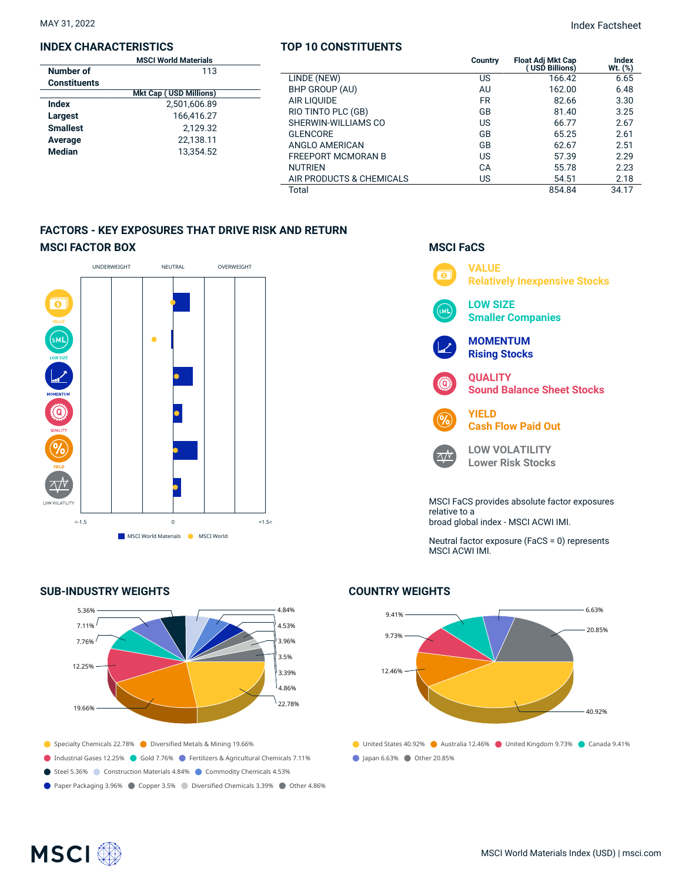MAY 31, 2022

Index Factsheet

## INDEX CHARACTERISTICS

| | MSCI World Materials |
|---|---|
| **Number of Constituents** | 113 |
| | **Mkt Cap ( USD Millions)** |
| **Index** | 2,501,606.89 |
| **Largest** | 166,416.27 |
| **Smallest** | 2,129.32 |
| **Average** | 22,138.11 |
| **Median** | 13,354.52 |

## TOP 10 CONSTITUENTS

| | Country | Float Adj Mkt Cap ( USD Billions) | Index Wt. (%) |
|---|---|---|---|
| LINDE (NEW) | US | 166.42 | 6.65 |
| BHP GROUP (AU) | AU | 162.00 | 6.48 |
| AIR LIQUIDE | FR | 82.66 | 3.30 |
| RIO TINTO PLC (GB) | GB | 81.40 | 3.25 |
| SHERWIN-WILLIAMS CO | US | 66.77 | 2.67 |
| GLENCORE | GB | 65.25 | 2.61 |
| ANGLO AMERICAN | GB | 62.67 | 2.51 |
| FREEPORT MCMORAN B | US | 57.39 | 2.29 |
| NUTRIEN | CA | 55.78 | 2.23 |
| AIR PRODUCTS & CHEMICALS | US | 54.51 | 2.18 |
| Total | | 854.84 | 34.17 |

## FACTORS - KEY EXPOSURES THAT DRIVE RISK AND RETURN

### MSCI FACTOR BOX

UNDERWEIGHT | NEUTRAL | OVERWEIGHT

VALUE, LOW SIZE, MOMENTUM, QUALITY, YIELD, LOW VOLATILITY

<-1.5 | 0 | +1.5<

■ MSCI World Materials ● MSCI World

### MSCI FaCS

**VALUE** Relatively Inexpensive Stocks

**LOW SIZE** Smaller Companies

**MOMENTUM** Rising Stocks

**QUALITY** Sound Balance Sheet Stocks

**YIELD** Cash Flow Paid Out

**LOW VOLATILITY** Lower Risk Stocks

MSCI FaCS provides absolute factor exposures relative to a broad global index - MSCI ACWI IMI.

Neutral factor exposure (FaCS = 0) represents MSCI ACWI IMI.

## SUB-INDUSTRY WEIGHTS

- Specialty Chemicals 22.78%
- Diversified Metals & Mining 19.66%
- Industrial Gases 12.25%
- Gold 7.76%
- Fertilizers & Agricultural Chemicals 7.11%
- Steel 5.36%
- Construction Materials 4.84%
- Commodity Chemicals 4.53%
- Paper Packaging 3.96%
- Copper 3.5%
- Diversified Chemicals 3.39%
- Other 4.86%

## COUNTRY WEIGHTS

- United States 40.92%
- Australia 12.46%
- United Kingdom 9.73%
- Canada 9.41%
- Japan 6.63%
- Other 20.85%

MSCI World Materials Index (USD) | msci.com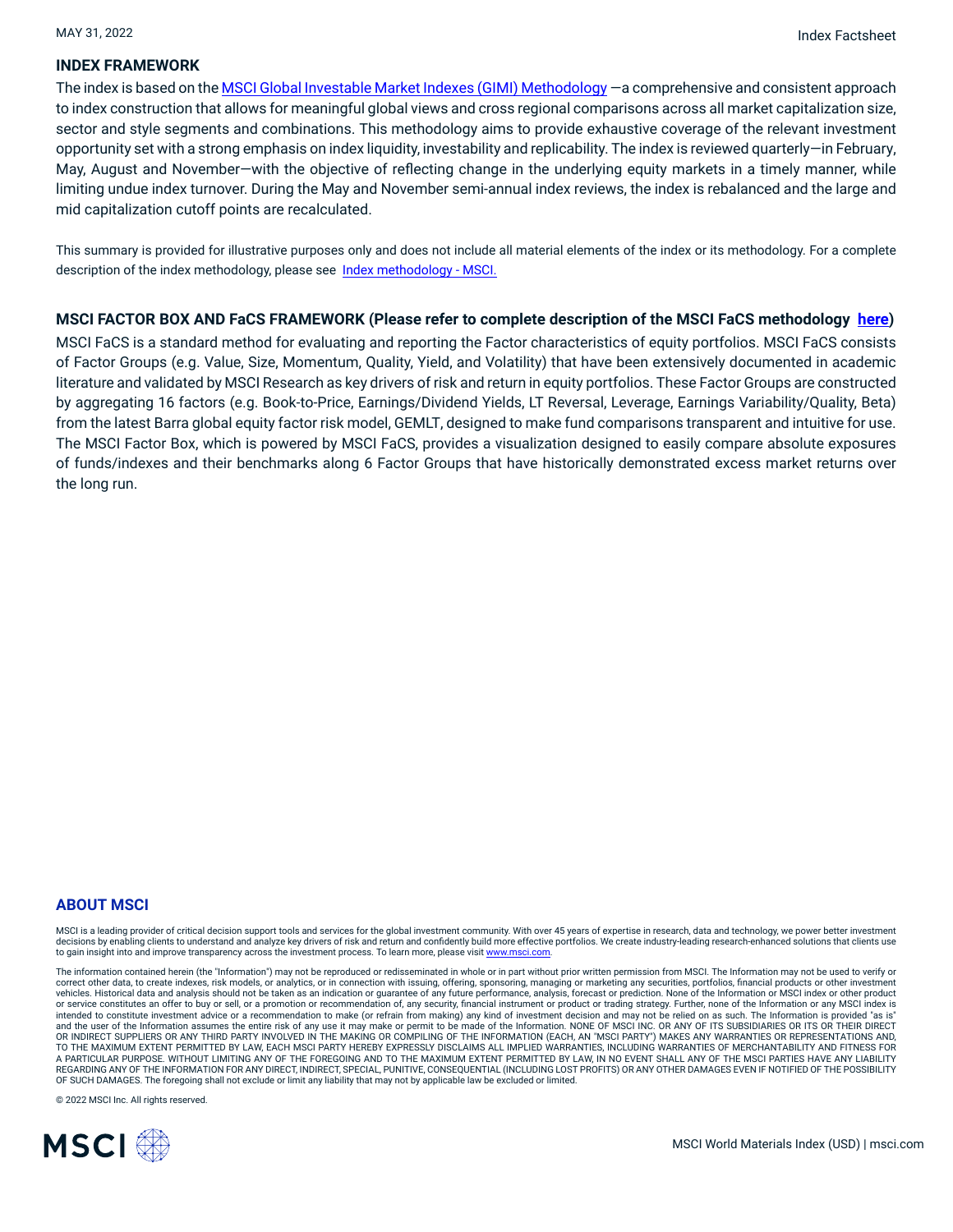## INDEX FRAMEWORK

The index is based on the MSCI Global Investable Market Indexes (GIMI) Methodology —a comprehensive and consistent approach to index construction that allows for meaningful global views and cross regional comparisons across all market capitalization size, sector and style segments and combinations. This methodology aims to provide exhaustive coverage of the relevant investment opportunity set with a strong emphasis on index liquidity, investability and replicability. The index is reviewed quarterly—in February, May, August and November—with the objective of reflecting change in the underlying equity markets in a timely manner, while limiting undue index turnover. During the May and November semi-annual index reviews, the index is rebalanced and the large and mid capitalization cutoff points are recalculated.

This summary is provided for illustrative purposes only and does not include all material elements of the index or its methodology. For a complete description of the index methodology, please see Index methodology - MSCI.

## MSCI FACTOR BOX AND FaCS FRAMEWORK (Please refer to complete description of the MSCI FaCS methodology here)

MSCI FaCS is a standard method for evaluating and reporting the Factor characteristics of equity portfolios. MSCI FaCS consists of Factor Groups (e.g. Value, Size, Momentum, Quality, Yield, and Volatility) that have been extensively documented in academic literature and validated by MSCI Research as key drivers of risk and return in equity portfolios. These Factor Groups are constructed by aggregating 16 factors (e.g. Book-to-Price, Earnings/Dividend Yields, LT Reversal, Leverage, Earnings Variability/Quality, Beta) from the latest Barra global equity factor risk model, GEMLT, designed to make fund comparisons transparent and intuitive for use. The MSCI Factor Box, which is powered by MSCI FaCS, provides a visualization designed to easily compare absolute exposures of funds/indexes and their benchmarks along 6 Factor Groups that have historically demonstrated excess market returns over the long run.

## ABOUT MSCI

MSCI is a leading provider of critical decision support tools and services for the global investment community. With over 45 years of expertise in research, data and technology, we power better investment decisions by enabling clients to understand and analyze key drivers of risk and return and confidently build more effective portfolios. We create industry-leading research-enhanced solutions that clients use to gain insight into and improve transparency across the investment process. To learn more, please visit www.msci.com.

The information contained herein (the "Information") may not be reproduced or redisseminated in whole or in part without prior written permission from MSCI. The Information may not be used to verify or correct other data, to create indexes, risk models, or analytics, or in connection with issuing, offering, sponsoring, managing or marketing any securities, portfolios, financial products or other investment vehicles. Historical data and analysis should not be taken as an indication or guarantee of any future performance, analysis, forecast or prediction. None of the Information or MSCI index or other product or service constitutes an offer to buy or sell, or a promotion or recommendation of, any security, financial instrument or product or trading strategy. Further, none of the Information or any MSCI index is intended to constitute investment advice or a recommendation to make (or refrain from making) any kind of investment decision and may not be relied on as such. The Information is provided "as is" and the user of the Information assumes the entire risk of any use it may make or permit to be made of the Information. NONE OF MSCI INC. OR ANY OF ITS SUBSIDIARIES OR ITS OR THEIR DIRECT OR INDIRECT SUPPLIERS OR ANY THIRD PARTY INVOLVED IN THE MAKING OR COMPILING OF THE INFORMATION (EACH, AN "MSCI PARTY") MAKES ANY WARRANTIES OR REPRESENTATIONS AND, TO THE MAXIMUM EXTENT PERMITTED BY LAW, EACH MSCI PARTY HEREBY EXPRESSLY DISCLAIMS ALL IMPLIED WARRANTIES, INCLUDING WARRANTIES OF MERCHANTABILITY AND FITNESS FOR A PARTICULAR PURPOSE. WITHOUT LIMITING ANY OF THE FOREGOING AND TO THE MAXIMUM EXTENT PERMITTED BY LAW, IN NO EVENT SHALL ANY OF THE MSCI PARTIES HAVE ANY LIABILITY REGARDING ANY OF THE INFORMATION FOR ANY DIRECT, INDIRECT, SPECIAL, PUNITIVE, CONSEQUENTIAL (INCLUDING LOST PROFITS) OR ANY OTHER DAMAGES EVEN IF NOTIFIED OF THE POSSIBILITY OF SUCH DAMAGES. The foregoing shall not exclude or limit any liability that may not by applicable law be excluded or limited.

© 2022 MSCI Inc. All rights reserved.